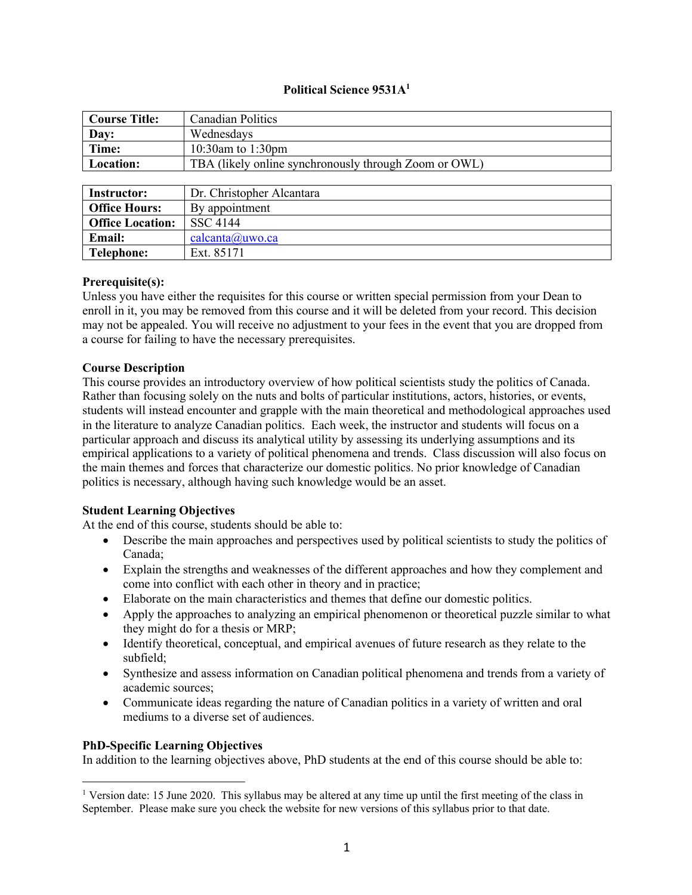# Political Science 9531A[1]

| Course Title: | Canadian Politics |
|---|---|
| Day: | Wednesdays |
| Time: | 10:30am to 1:30pm |
| Location: | TBA (likely online synchronously through Zoom or OWL) |

| Instructor: | Dr. Christopher Alcantara |
|---|---|
| Office Hours: | By appointment |
| Office Location: | SSC 4144 |
| Email: | calcanta@uwo.ca |
| Telephone: | Ext. 85171 |

**Prerequisite(s):**
Unless you have either the requisites for this course or written special permission from your Dean to enroll in it, you may be removed from this course and it will be deleted from your record. This decision may not be appealed. You will receive no adjustment to your fees in the event that you are dropped from a course for failing to have the necessary prerequisites.

**Course Description**
This course provides an introductory overview of how political scientists study the politics of Canada. Rather than focusing solely on the nuts and bolts of particular institutions, actors, histories, or events, students will instead encounter and grapple with the main theoretical and methodological approaches used in the literature to analyze Canadian politics. Each week, the instructor and students will focus on a particular approach and discuss its analytical utility by assessing its underlying assumptions and its empirical applications to a variety of political phenomena and trends. Class discussion will also focus on the main themes and forces that characterize our domestic politics. No prior knowledge of Canadian politics is necessary, although having such knowledge would be an asset.

**Student Learning Objectives**
At the end of this course, students should be able to:

- Describe the main approaches and perspectives used by political scientists to study the politics of Canada;
- Explain the strengths and weaknesses of the different approaches and how they complement and come into conflict with each other in theory and in practice;
- Elaborate on the main characteristics and themes that define our domestic politics.
- Apply the approaches to analyzing an empirical phenomenon or theoretical puzzle similar to what they might do for a thesis or MRP;
- Identify theoretical, conceptual, and empirical avenues of future research as they relate to the subfield;
- Synthesize and assess information on Canadian political phenomena and trends from a variety of academic sources;
- Communicate ideas regarding the nature of Canadian politics in a variety of written and oral mediums to a diverse set of audiences.

**PhD-Specific Learning Objectives**
In addition to the learning objectives above, PhD students at the end of this course should be able to:

[1] Version date: 15 June 2020. This syllabus may be altered at any time up until the first meeting of the class in September. Please make sure you check the website for new versions of this syllabus prior to that date.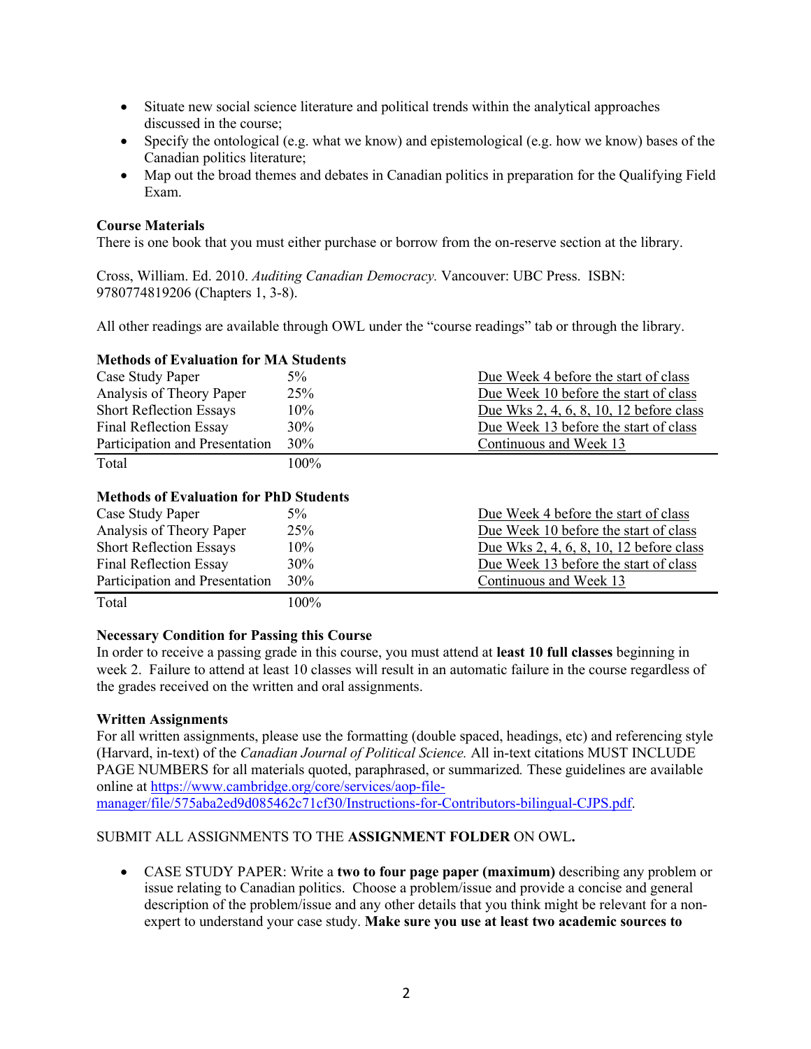- Situate new social science literature and political trends within the analytical approaches discussed in the course;
- Specify the ontological (e.g. what we know) and epistemological (e.g. how we know) bases of the Canadian politics literature;
- Map out the broad themes and debates in Canadian politics in preparation for the Qualifying Field Exam.

**Course Materials**

There is one book that you must either purchase or borrow from the on-reserve section at the library.

Cross, William. Ed. 2010. *Auditing Canadian Democracy.* Vancouver: UBC Press. ISBN: 9780774819206 (Chapters 1, 3-8).

All other readings are available through OWL under the "course readings" tab or through the library.

**Methods of Evaluation for MA Students**

| | | |
|---|---|---|
| Case Study Paper | 5% | Due Week 4 before the start of class |
| Analysis of Theory Paper | 25% | Due Week 10 before the start of class |
| Short Reflection Essays | 10% | Due Wks 2, 4, 6, 8, 10, 12 before class |
| Final Reflection Essay | 30% | Due Week 13 before the start of class |
| Participation and Presentation | 30% | Continuous and Week 13 |
| Total | 100% | |

**Methods of Evaluation for PhD Students**

| | | |
|---|---|---|
| Case Study Paper | 5% | Due Week 4 before the start of class |
| Analysis of Theory Paper | 25% | Due Week 10 before the start of class |
| Short Reflection Essays | 10% | Due Wks 2, 4, 6, 8, 10, 12 before class |
| Final Reflection Essay | 30% | Due Week 13 before the start of class |
| Participation and Presentation | 30% | Continuous and Week 13 |
| Total | 100% | |

**Necessary Condition for Passing this Course**

In order to receive a passing grade in this course, you must attend at **least 10 full classes** beginning in week 2. Failure to attend at least 10 classes will result in an automatic failure in the course regardless of the grades received on the written and oral assignments.

**Written Assignments**

For all written assignments, please use the formatting (double spaced, headings, etc) and referencing style (Harvard, in-text) of the *Canadian Journal of Political Science.* All in-text citations MUST INCLUDE PAGE NUMBERS for all materials quoted, paraphrased, or summarized*.* These guidelines are available online at https://www.cambridge.org/core/services/aop-file-manager/file/575aba2ed9d085462c71cf30/Instructions-for-Contributors-bilingual-CJPS.pdf.

SUBMIT ALL ASSIGNMENTS TO THE **ASSIGNMENT FOLDER** ON OWL**.**

- CASE STUDY PAPER: Write a **two to four page paper (maximum)** describing any problem or issue relating to Canadian politics. Choose a problem/issue and provide a concise and general description of the problem/issue and any other details that you think might be relevant for a non-expert to understand your case study. **Make sure you use at least two academic sources to**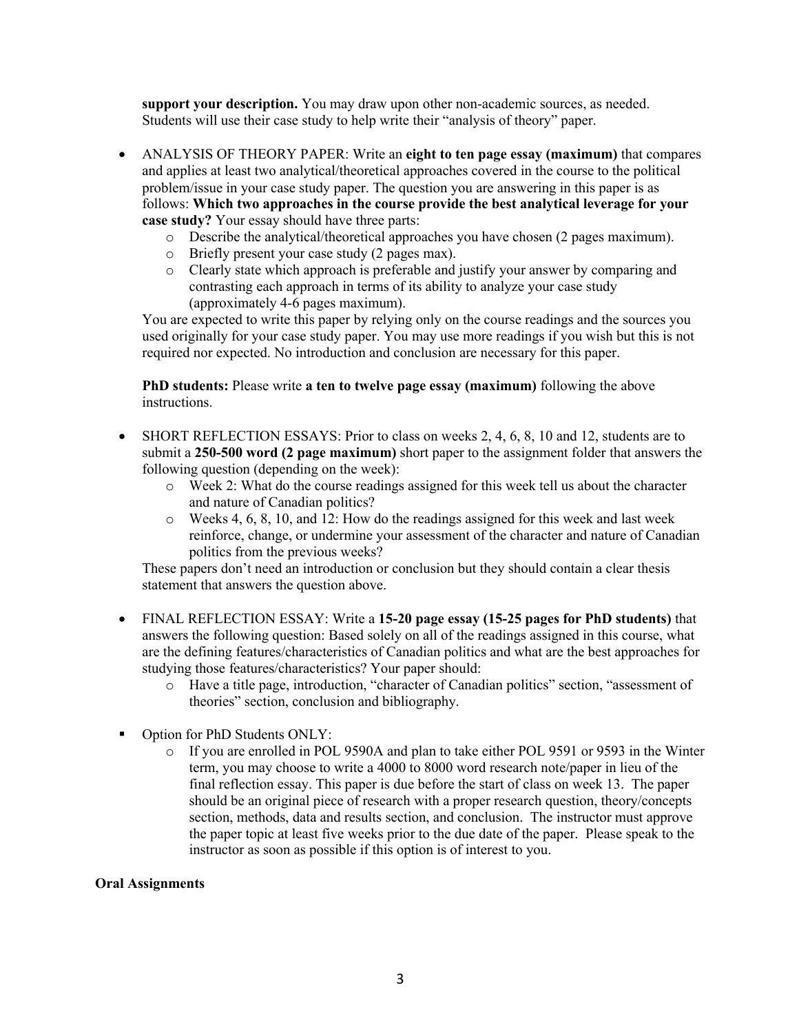**support your description.** You may draw upon other non-academic sources, as needed. Students will use their case study to help write their "analysis of theory" paper.

- ANALYSIS OF THEORY PAPER: Write an **eight to ten page essay (maximum)** that compares and applies at least two analytical/theoretical approaches covered in the course to the political problem/issue in your case study paper. The question you are answering in this paper is as follows: **Which two approaches in the course provide the best analytical leverage for your case study?** Your essay should have three parts:
  - Describe the analytical/theoretical approaches you have chosen (2 pages maximum).
  - Briefly present your case study (2 pages max).
  - Clearly state which approach is preferable and justify your answer by comparing and contrasting each approach in terms of its ability to analyze your case study (approximately 4-6 pages maximum).

  You are expected to write this paper by relying only on the course readings and the sources you used originally for your case study paper. You may use more readings if you wish but this is not required nor expected. No introduction and conclusion are necessary for this paper.

  **PhD students:** Please write **a ten to twelve page essay (maximum)** following the above instructions.

- SHORT REFLECTION ESSAYS: Prior to class on weeks 2, 4, 6, 8, 10 and 12, students are to submit a **250-500 word (2 page maximum)** short paper to the assignment folder that answers the following question (depending on the week):
  - Week 2: What do the course readings assigned for this week tell us about the character and nature of Canadian politics?
  - Weeks 4, 6, 8, 10, and 12: How do the readings assigned for this week and last week reinforce, change, or undermine your assessment of the character and nature of Canadian politics from the previous weeks?

  These papers don't need an introduction or conclusion but they should contain a clear thesis statement that answers the question above.

- FINAL REFLECTION ESSAY: Write a **15-20 page essay (15-25 pages for PhD students)** that answers the following question: Based solely on all of the readings assigned in this course, what are the defining features/characteristics of Canadian politics and what are the best approaches for studying those features/characteristics? Your paper should:
  - Have a title page, introduction, "character of Canadian politics" section, "assessment of theories" section, conclusion and bibliography.

- Option for PhD Students ONLY:
  - If you are enrolled in POL 9590A and plan to take either POL 9591 or 9593 in the Winter term, you may choose to write a 4000 to 8000 word research note/paper in lieu of the final reflection essay. This paper is due before the start of class on week 13. The paper should be an original piece of research with a proper research question, theory/concepts section, methods, data and results section, and conclusion. The instructor must approve the paper topic at least five weeks prior to the due date of the paper. Please speak to the instructor as soon as possible if this option is of interest to you.

**Oral Assignments**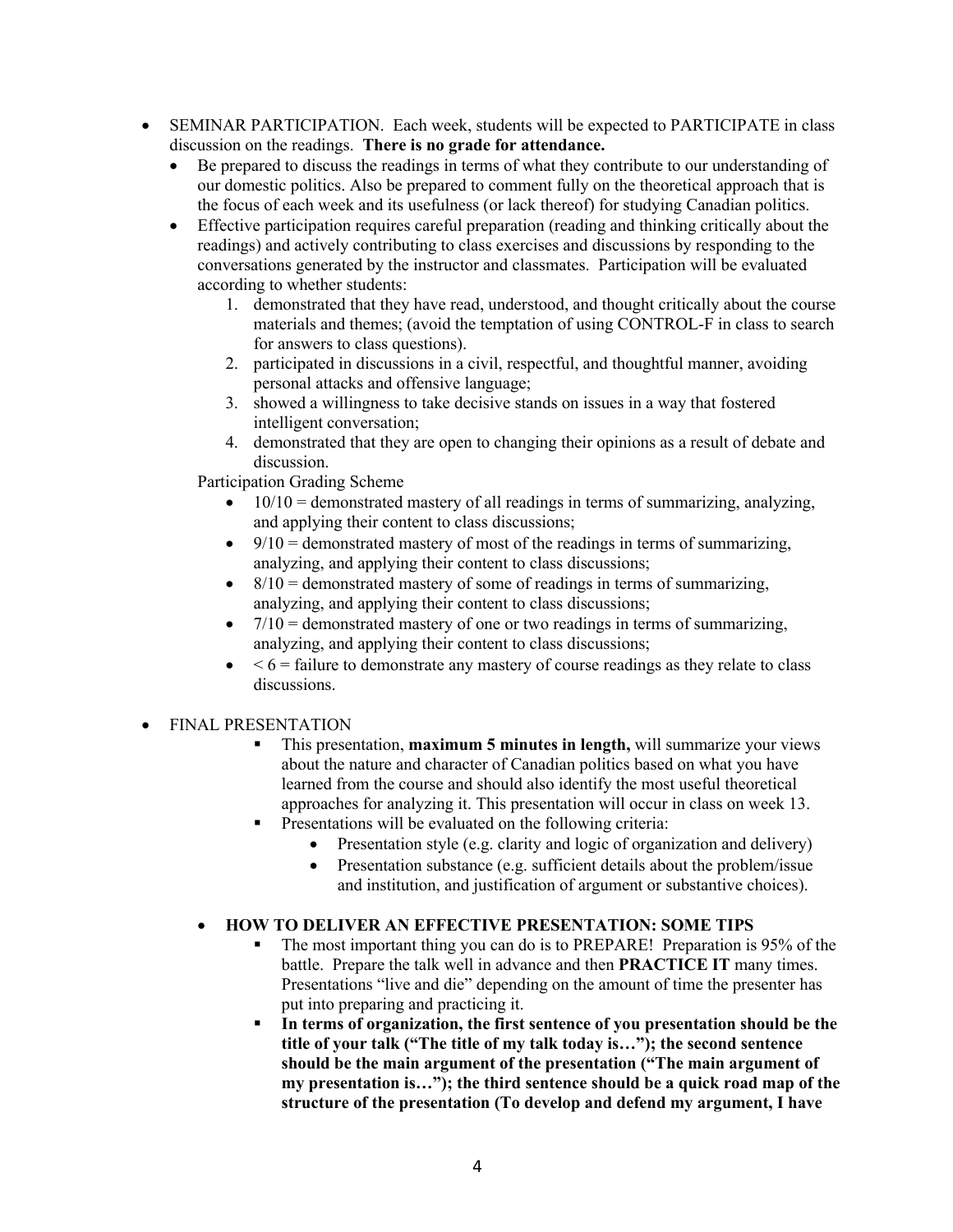- SEMINAR PARTICIPATION. Each week, students will be expected to PARTICIPATE in class discussion on the readings. **There is no grade for attendance.**
  - Be prepared to discuss the readings in terms of what they contribute to our understanding of our domestic politics. Also be prepared to comment fully on the theoretical approach that is the focus of each week and its usefulness (or lack thereof) for studying Canadian politics.
  - Effective participation requires careful preparation (reading and thinking critically about the readings) and actively contributing to class exercises and discussions by responding to the conversations generated by the instructor and classmates. Participation will be evaluated according to whether students:
    1. demonstrated that they have read, understood, and thought critically about the course materials and themes; (avoid the temptation of using CONTROL-F in class to search for answers to class questions).
    2. participated in discussions in a civil, respectful, and thoughtful manner, avoiding personal attacks and offensive language;
    3. showed a willingness to take decisive stands on issues in a way that fostered intelligent conversation;
    4. demonstrated that they are open to changing their opinions as a result of debate and discussion.

    Participation Grading Scheme

    - 10/10 = demonstrated mastery of all readings in terms of summarizing, analyzing, and applying their content to class discussions;
    - 9/10 = demonstrated mastery of most of the readings in terms of summarizing, analyzing, and applying their content to class discussions;
    - 8/10 = demonstrated mastery of some of readings in terms of summarizing, analyzing, and applying their content to class discussions;
    - 7/10 = demonstrated mastery of one or two readings in terms of summarizing, analyzing, and applying their content to class discussions;
    - < 6 = failure to demonstrate any mastery of course readings as they relate to class discussions.

- FINAL PRESENTATION
  - This presentation, **maximum 5 minutes in length,** will summarize your views about the nature and character of Canadian politics based on what you have learned from the course and should also identify the most useful theoretical approaches for analyzing it. This presentation will occur in class on week 13.
  - Presentations will be evaluated on the following criteria:
    - Presentation style (e.g. clarity and logic of organization and delivery)
    - Presentation substance (e.g. sufficient details about the problem/issue and institution, and justification of argument or substantive choices).

- **HOW TO DELIVER AN EFFECTIVE PRESENTATION: SOME TIPS**
  - The most important thing you can do is to PREPARE! Preparation is 95% of the battle. Prepare the talk well in advance and then **PRACTICE IT** many times. Presentations "live and die" depending on the amount of time the presenter has put into preparing and practicing it.
  - **In terms of organization, the first sentence of you presentation should be the title of your talk ("The title of my talk today is…"); the second sentence should be the main argument of the presentation ("The main argument of my presentation is…"); the third sentence should be a quick road map of the structure of the presentation (To develop and defend my argument, I have**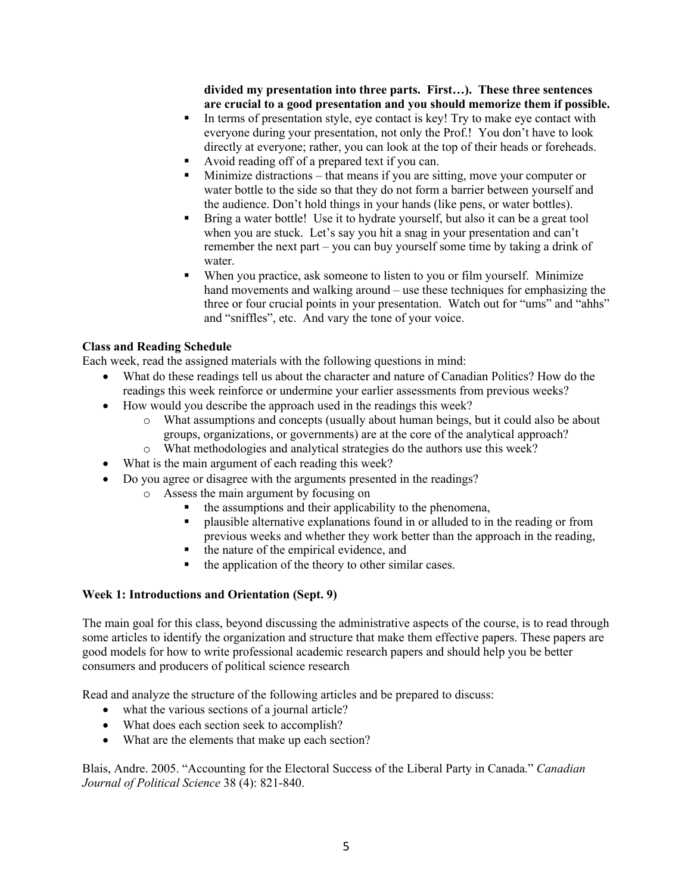**divided my presentation into three parts. First…). These three sentences are crucial to a good presentation and you should memorize them if possible.**

- In terms of presentation style, eye contact is key! Try to make eye contact with everyone during your presentation, not only the Prof.! You don't have to look directly at everyone; rather, you can look at the top of their heads or foreheads.
- Avoid reading off of a prepared text if you can.
- Minimize distractions – that means if you are sitting, move your computer or water bottle to the side so that they do not form a barrier between yourself and the audience. Don't hold things in your hands (like pens, or water bottles).
- Bring a water bottle! Use it to hydrate yourself, but also it can be a great tool when you are stuck. Let's say you hit a snag in your presentation and can't remember the next part – you can buy yourself some time by taking a drink of water.
- When you practice, ask someone to listen to you or film yourself. Minimize hand movements and walking around – use these techniques for emphasizing the three or four crucial points in your presentation. Watch out for "ums" and "ahhs" and "sniffles", etc. And vary the tone of your voice.

**Class and Reading Schedule**

Each week, read the assigned materials with the following questions in mind:

- What do these readings tell us about the character and nature of Canadian Politics? How do the readings this week reinforce or undermine your earlier assessments from previous weeks?
- How would you describe the approach used in the readings this week?
  - What assumptions and concepts (usually about human beings, but it could also be about groups, organizations, or governments) are at the core of the analytical approach?
  - What methodologies and analytical strategies do the authors use this week?
- What is the main argument of each reading this week?
- Do you agree or disagree with the arguments presented in the readings?
  - Assess the main argument by focusing on
    - the assumptions and their applicability to the phenomena,
    - plausible alternative explanations found in or alluded to in the reading or from previous weeks and whether they work better than the approach in the reading,
    - the nature of the empirical evidence, and
    - the application of the theory to other similar cases.

**Week 1: Introductions and Orientation (Sept. 9)**

The main goal for this class, beyond discussing the administrative aspects of the course, is to read through some articles to identify the organization and structure that make them effective papers. These papers are good models for how to write professional academic research papers and should help you be better consumers and producers of political science research

Read and analyze the structure of the following articles and be prepared to discuss:

- what the various sections of a journal article?
- What does each section seek to accomplish?
- What are the elements that make up each section?

Blais, Andre. 2005. "Accounting for the Electoral Success of the Liberal Party in Canada." *Canadian Journal of Political Science* 38 (4): 821-840.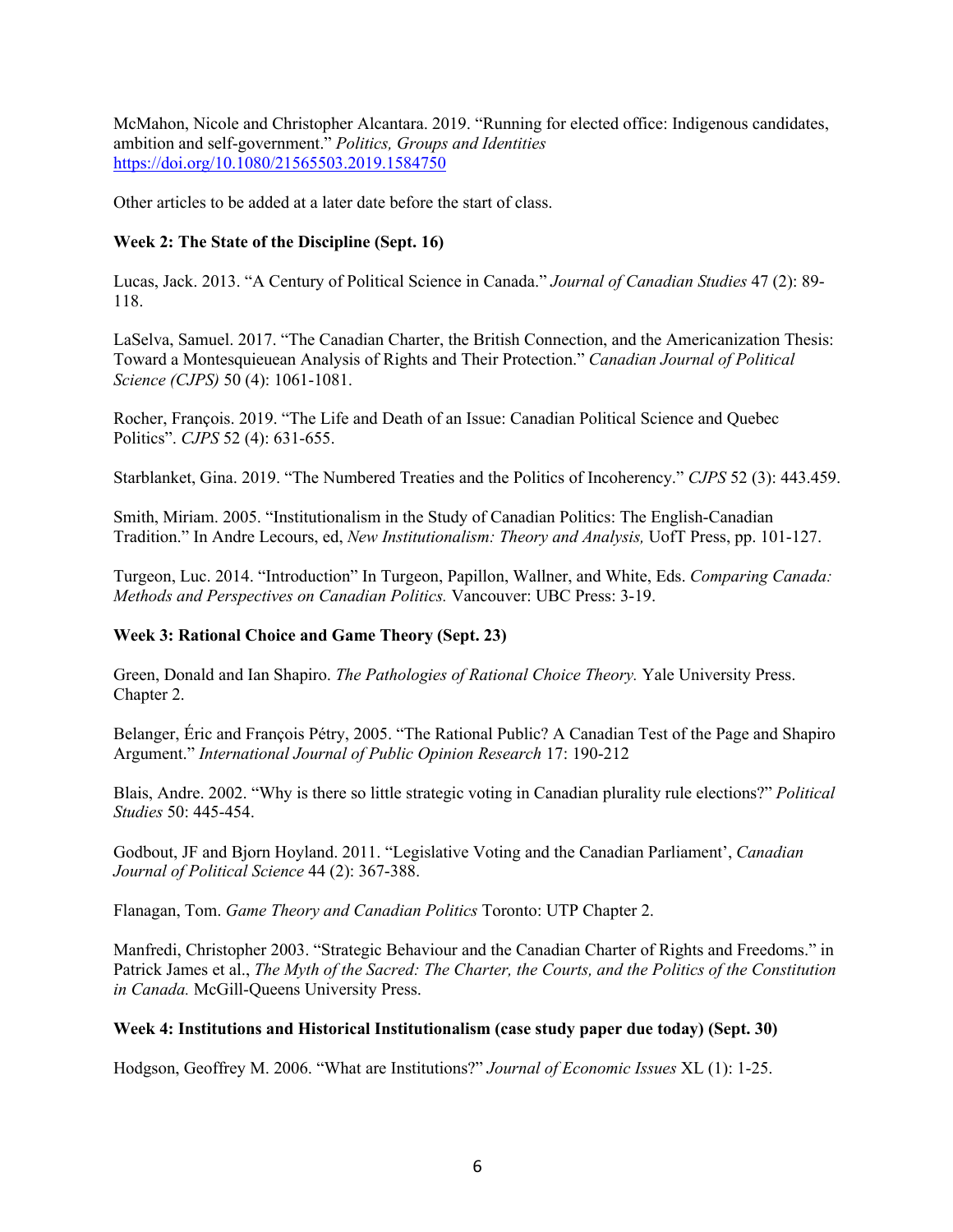McMahon, Nicole and Christopher Alcantara. 2019. "Running for elected office: Indigenous candidates, ambition and self-government." *Politics, Groups and Identities* https://doi.org/10.1080/21565503.2019.1584750

Other articles to be added at a later date before the start of class.

**Week 2: The State of the Discipline (Sept. 16)**

Lucas, Jack. 2013. "A Century of Political Science in Canada." *Journal of Canadian Studies* 47 (2): 89-118.

LaSelva, Samuel. 2017. "The Canadian Charter, the British Connection, and the Americanization Thesis: Toward a Montesquieuean Analysis of Rights and Their Protection." *Canadian Journal of Political Science (CJPS)* 50 (4): 1061-1081.

Rocher, François. 2019. "The Life and Death of an Issue: Canadian Political Science and Quebec Politics". *CJPS* 52 (4): 631-655.

Starblanket, Gina. 2019. "The Numbered Treaties and the Politics of Incoherency." *CJPS* 52 (3): 443.459.

Smith, Miriam. 2005. "Institutionalism in the Study of Canadian Politics: The English-Canadian Tradition." In Andre Lecours, ed, *New Institutionalism: Theory and Analysis,* UofT Press, pp. 101-127.

Turgeon, Luc. 2014. "Introduction" In Turgeon, Papillon, Wallner, and White, Eds. *Comparing Canada: Methods and Perspectives on Canadian Politics.* Vancouver: UBC Press: 3-19.

**Week 3: Rational Choice and Game Theory (Sept. 23)**

Green, Donald and Ian Shapiro. *The Pathologies of Rational Choice Theory.* Yale University Press. Chapter 2.

Belanger, Éric and François Pétry, 2005. "The Rational Public? A Canadian Test of the Page and Shapiro Argument." *International Journal of Public Opinion Research* 17: 190-212

Blais, Andre. 2002. "Why is there so little strategic voting in Canadian plurality rule elections?" *Political Studies* 50: 445-454.

Godbout, JF and Bjorn Hoyland. 2011. "Legislative Voting and the Canadian Parliament', *Canadian Journal of Political Science* 44 (2): 367-388.

Flanagan, Tom. *Game Theory and Canadian Politics* Toronto: UTP Chapter 2.

Manfredi, Christopher 2003. "Strategic Behaviour and the Canadian Charter of Rights and Freedoms." in Patrick James et al., *The Myth of the Sacred: The Charter, the Courts, and the Politics of the Constitution in Canada.* McGill-Queens University Press.

**Week 4: Institutions and Historical Institutionalism (case study paper due today) (Sept. 30)**

Hodgson, Geoffrey M. 2006. "What are Institutions?" *Journal of Economic Issues* XL (1): 1-25.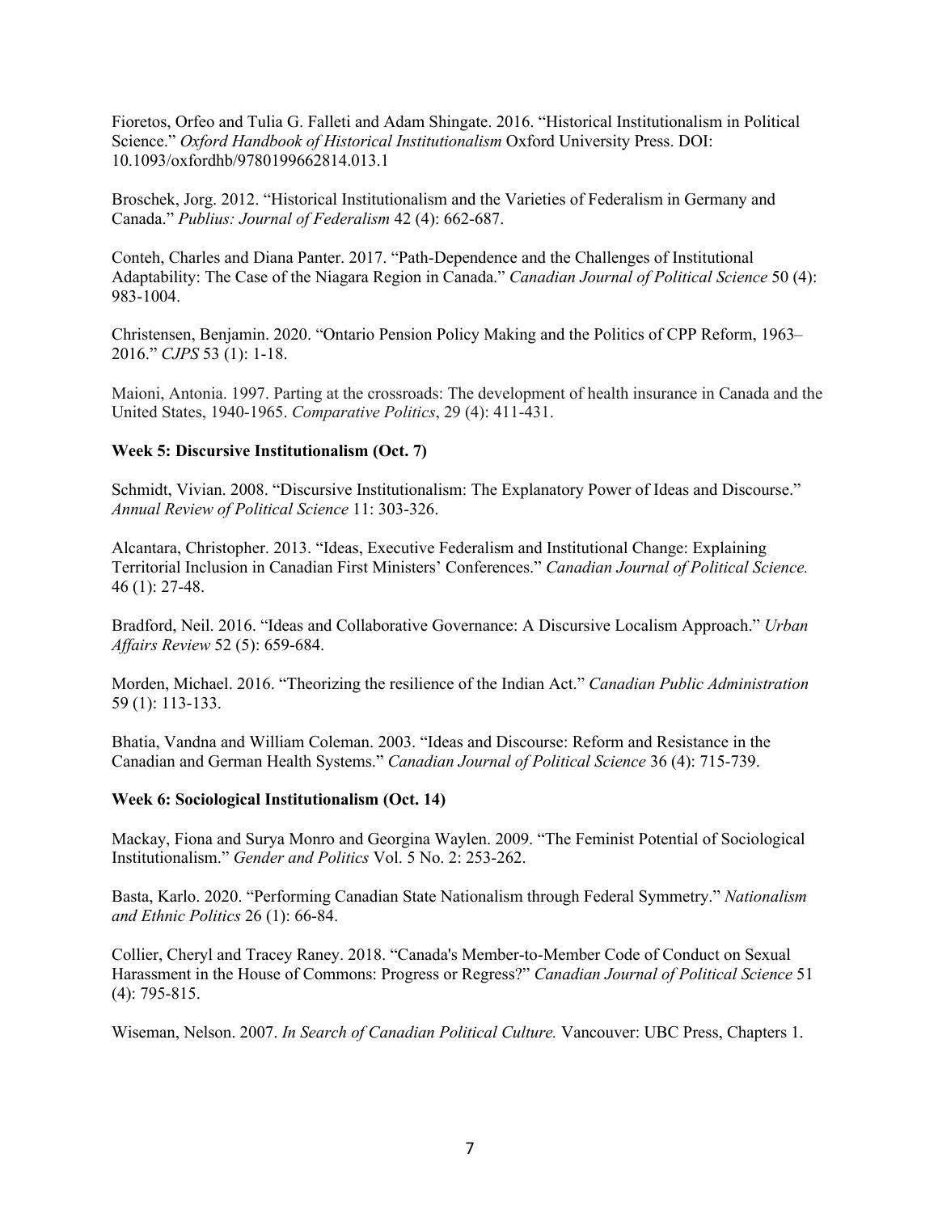Fioretos, Orfeo and Tulia G. Falleti and Adam Shingate. 2016. "Historical Institutionalism in Political Science." *Oxford Handbook of Historical Institutionalism* Oxford University Press. DOI: 10.1093/oxfordhb/9780199662814.013.1

Broschek, Jorg. 2012. "Historical Institutionalism and the Varieties of Federalism in Germany and Canada." *Publius: Journal of Federalism* 42 (4): 662-687.

Conteh, Charles and Diana Panter. 2017. "Path-Dependence and the Challenges of Institutional Adaptability: The Case of the Niagara Region in Canada." *Canadian Journal of Political Science* 50 (4): 983-1004.

Christensen, Benjamin. 2020. "Ontario Pension Policy Making and the Politics of CPP Reform, 1963–2016." *CJPS* 53 (1): 1-18.

Maioni, Antonia. 1997. Parting at the crossroads: The development of health insurance in Canada and the United States, 1940-1965. *Comparative Politics*, 29 (4): 411-431.

**Week 5: Discursive Institutionalism (Oct. 7)**

Schmidt, Vivian. 2008. "Discursive Institutionalism: The Explanatory Power of Ideas and Discourse." *Annual Review of Political Science* 11: 303-326.

Alcantara, Christopher. 2013. "Ideas, Executive Federalism and Institutional Change: Explaining Territorial Inclusion in Canadian First Ministers' Conferences." *Canadian Journal of Political Science.* 46 (1): 27-48.

Bradford, Neil. 2016. "Ideas and Collaborative Governance: A Discursive Localism Approach." *Urban Affairs Review* 52 (5): 659-684.

Morden, Michael. 2016. "Theorizing the resilience of the Indian Act." *Canadian Public Administration* 59 (1): 113-133.

Bhatia, Vandna and William Coleman. 2003. "Ideas and Discourse: Reform and Resistance in the Canadian and German Health Systems." *Canadian Journal of Political Science* 36 (4): 715-739.

**Week 6: Sociological Institutionalism (Oct. 14)**

Mackay, Fiona and Surya Monro and Georgina Waylen. 2009. "The Feminist Potential of Sociological Institutionalism." *Gender and Politics* Vol. 5 No. 2: 253-262.

Basta, Karlo. 2020. "Performing Canadian State Nationalism through Federal Symmetry." *Nationalism and Ethnic Politics* 26 (1): 66-84.

Collier, Cheryl and Tracey Raney. 2018. "Canada's Member-to-Member Code of Conduct on Sexual Harassment in the House of Commons: Progress or Regress?" *Canadian Journal of Political Science* 51 (4): 795-815.

Wiseman, Nelson. 2007. *In Search of Canadian Political Culture.* Vancouver: UBC Press, Chapters 1.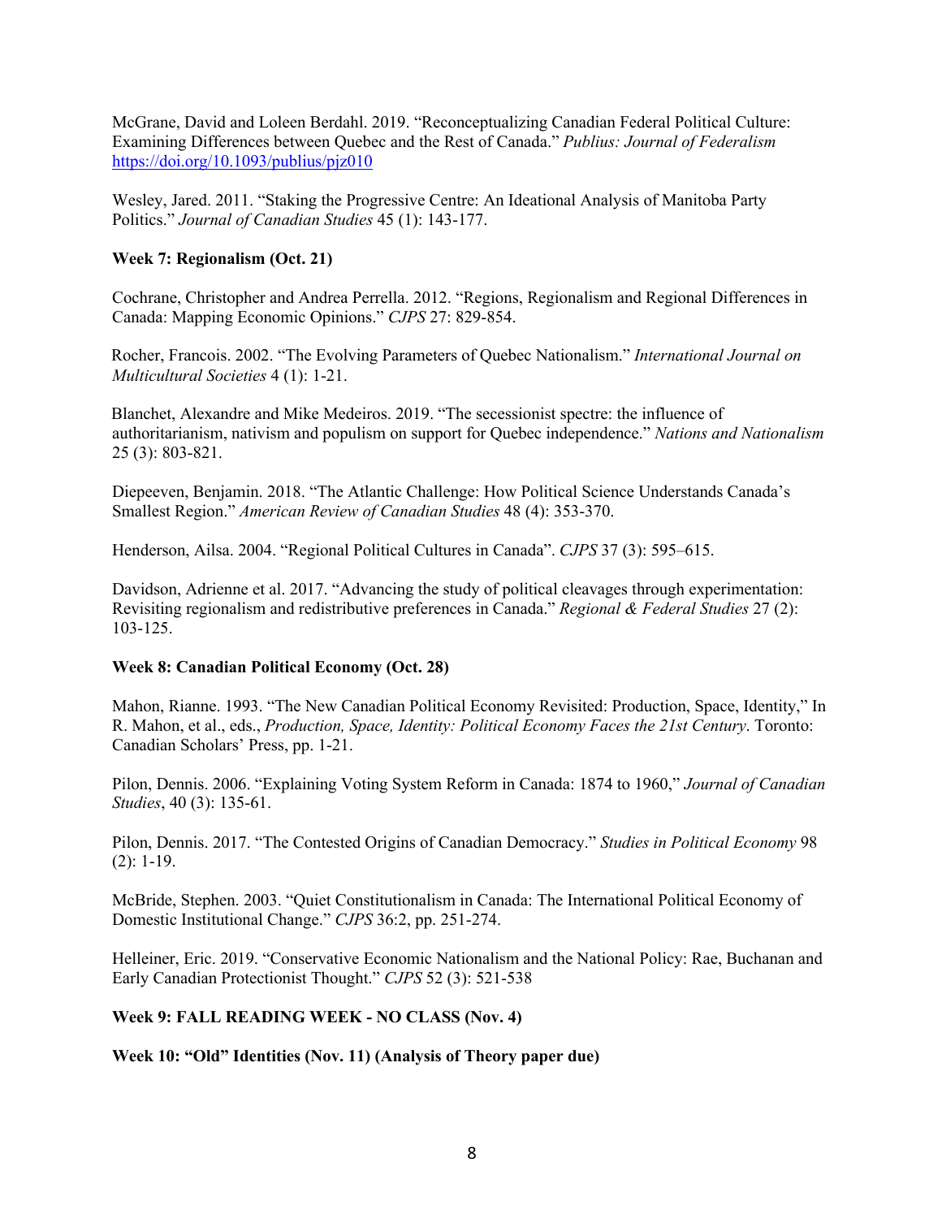McGrane, David and Loleen Berdahl. 2019. "Reconceptualizing Canadian Federal Political Culture: Examining Differences between Quebec and the Rest of Canada." *Publius: Journal of Federalism* https://doi.org/10.1093/publius/pjz010

Wesley, Jared. 2011. "Staking the Progressive Centre: An Ideational Analysis of Manitoba Party Politics." *Journal of Canadian Studies* 45 (1): 143-177.

**Week 7: Regionalism (Oct. 21)**

Cochrane, Christopher and Andrea Perrella. 2012. "Regions, Regionalism and Regional Differences in Canada: Mapping Economic Opinions." *CJPS* 27: 829-854.

Rocher, Francois. 2002. "The Evolving Parameters of Quebec Nationalism." *International Journal on Multicultural Societies* 4 (1): 1-21.

Blanchet, Alexandre and Mike Medeiros. 2019. "The secessionist spectre: the influence of authoritarianism, nativism and populism on support for Quebec independence." *Nations and Nationalism* 25 (3): 803-821.

Diepeeven, Benjamin. 2018. "The Atlantic Challenge: How Political Science Understands Canada's Smallest Region." *American Review of Canadian Studies* 48 (4): 353-370.

Henderson, Ailsa. 2004. "Regional Political Cultures in Canada". *CJPS* 37 (3): 595–615.

Davidson, Adrienne et al. 2017. "Advancing the study of political cleavages through experimentation: Revisiting regionalism and redistributive preferences in Canada." *Regional & Federal Studies* 27 (2): 103-125.

**Week 8: Canadian Political Economy (Oct. 28)**

Mahon, Rianne. 1993. "The New Canadian Political Economy Revisited: Production, Space, Identity," In R. Mahon, et al., eds., *Production, Space, Identity: Political Economy Faces the 21st Century*. Toronto: Canadian Scholars' Press, pp. 1-21.

Pilon, Dennis. 2006. "Explaining Voting System Reform in Canada: 1874 to 1960," *Journal of Canadian Studies*, 40 (3): 135-61.

Pilon, Dennis. 2017. "The Contested Origins of Canadian Democracy." *Studies in Political Economy* 98 (2): 1-19.

McBride, Stephen. 2003. "Quiet Constitutionalism in Canada: The International Political Economy of Domestic Institutional Change." *CJPS* 36:2, pp. 251-274.

Helleiner, Eric. 2019. "Conservative Economic Nationalism and the National Policy: Rae, Buchanan and Early Canadian Protectionist Thought." *CJPS* 52 (3): 521-538

**Week 9: FALL READING WEEK - NO CLASS (Nov. 4)**

**Week 10: "Old" Identities (Nov. 11) (Analysis of Theory paper due)**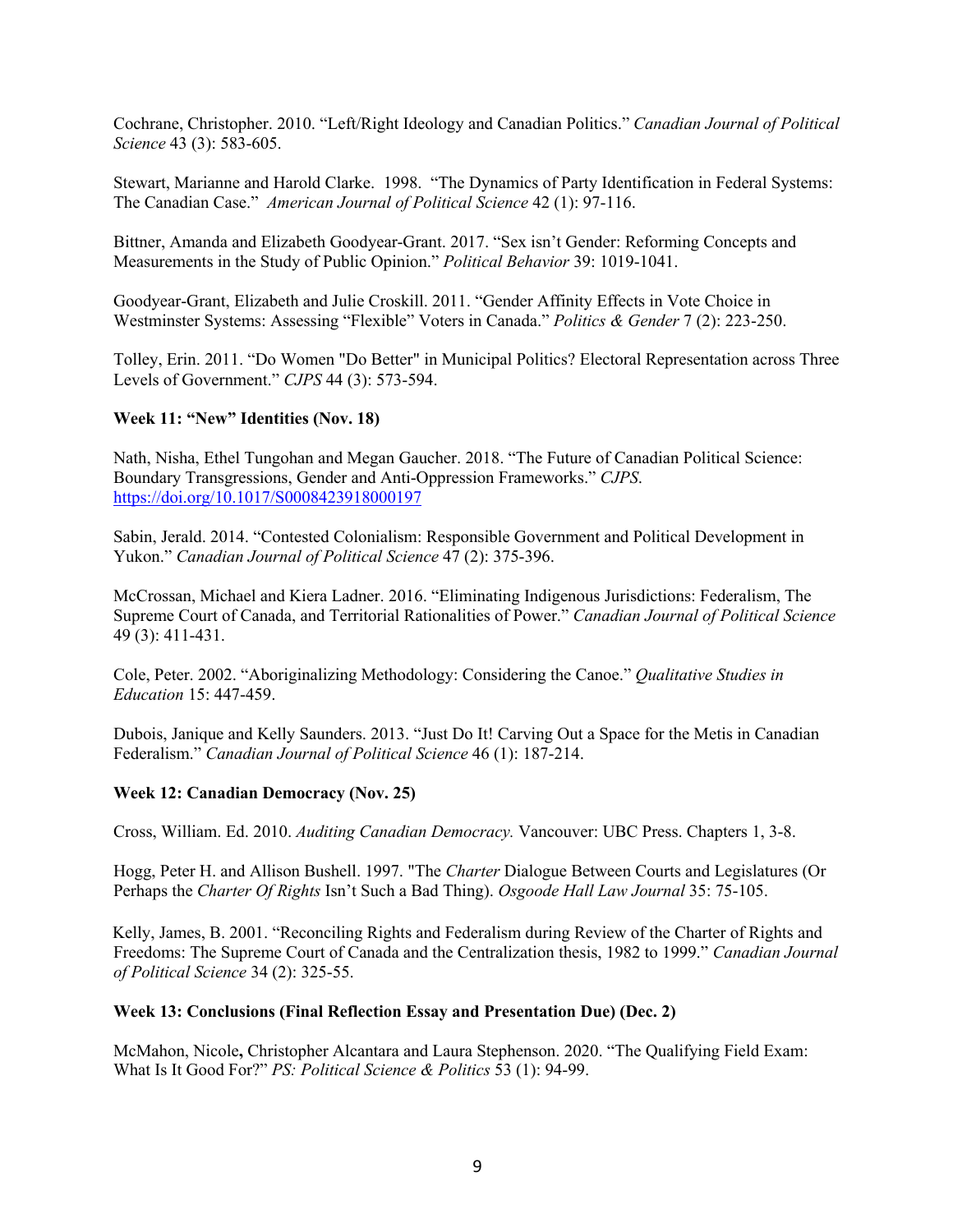Cochrane, Christopher. 2010. "Left/Right Ideology and Canadian Politics." *Canadian Journal of Political Science* 43 (3): 583-605.

Stewart, Marianne and Harold Clarke. 1998. "The Dynamics of Party Identification in Federal Systems: The Canadian Case." *American Journal of Political Science* 42 (1): 97-116.

Bittner, Amanda and Elizabeth Goodyear-Grant. 2017. "Sex isn't Gender: Reforming Concepts and Measurements in the Study of Public Opinion." *Political Behavior* 39: 1019-1041.

Goodyear-Grant, Elizabeth and Julie Croskill. 2011. "Gender Affinity Effects in Vote Choice in Westminster Systems: Assessing "Flexible" Voters in Canada." *Politics & Gender* 7 (2): 223-250.

Tolley, Erin. 2011. "Do Women "Do Better" in Municipal Politics? Electoral Representation across Three Levels of Government." *CJPS* 44 (3): 573-594.

**Week 11: "New" Identities (Nov. 18)**

Nath, Nisha, Ethel Tungohan and Megan Gaucher. 2018. "The Future of Canadian Political Science: Boundary Transgressions, Gender and Anti-Oppression Frameworks." *CJPS*. https://doi.org/10.1017/S0008423918000197

Sabin, Jerald. 2014. "Contested Colonialism: Responsible Government and Political Development in Yukon." *Canadian Journal of Political Science* 47 (2): 375-396.

McCrossan, Michael and Kiera Ladner. 2016. "Eliminating Indigenous Jurisdictions: Federalism, The Supreme Court of Canada, and Territorial Rationalities of Power." *Canadian Journal of Political Science* 49 (3): 411-431.

Cole, Peter. 2002. "Aboriginalizing Methodology: Considering the Canoe." *Qualitative Studies in Education* 15: 447-459.

Dubois, Janique and Kelly Saunders. 2013. "Just Do It! Carving Out a Space for the Metis in Canadian Federalism." *Canadian Journal of Political Science* 46 (1): 187-214.

**Week 12: Canadian Democracy (Nov. 25)**

Cross, William. Ed. 2010. *Auditing Canadian Democracy.* Vancouver: UBC Press. Chapters 1, 3-8.

Hogg, Peter H. and Allison Bushell. 1997. "The *Charter* Dialogue Between Courts and Legislatures (Or Perhaps the *Charter Of Rights* Isn't Such a Bad Thing). *Osgoode Hall Law Journal* 35: 75-105.

Kelly, James, B. 2001. "Reconciling Rights and Federalism during Review of the Charter of Rights and Freedoms: The Supreme Court of Canada and the Centralization thesis, 1982 to 1999." *Canadian Journal of Political Science* 34 (2): 325-55.

**Week 13: Conclusions (Final Reflection Essay and Presentation Due) (Dec. 2)**

McMahon, Nicole**,** Christopher Alcantara and Laura Stephenson. 2020. "The Qualifying Field Exam: What Is It Good For?" *PS: Political Science & Politics* 53 (1): 94-99.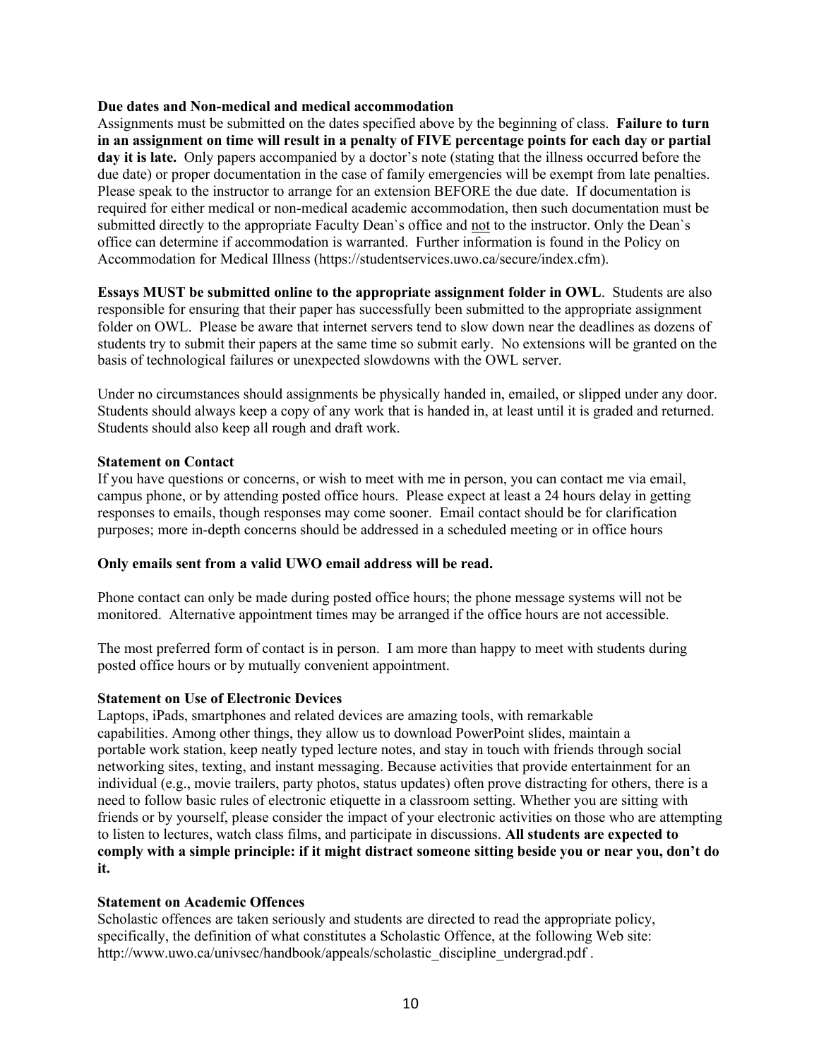**Due dates and Non-medical and medical accommodation**

Assignments must be submitted on the dates specified above by the beginning of class. **Failure to turn in an assignment on time will result in a penalty of FIVE percentage points for each day or partial day it is late.** Only papers accompanied by a doctor's note (stating that the illness occurred before the due date) or proper documentation in the case of family emergencies will be exempt from late penalties. Please speak to the instructor to arrange for an extension BEFORE the due date. If documentation is required for either medical or non-medical academic accommodation, then such documentation must be submitted directly to the appropriate Faculty Dean`s office and <u>not</u> to the instructor. Only the Dean`s office can determine if accommodation is warranted. Further information is found in the Policy on Accommodation for Medical Illness (https://studentservices.uwo.ca/secure/index.cfm).

**Essays MUST be submitted online to the appropriate assignment folder in OWL**. Students are also responsible for ensuring that their paper has successfully been submitted to the appropriate assignment folder on OWL. Please be aware that internet servers tend to slow down near the deadlines as dozens of students try to submit their papers at the same time so submit early. No extensions will be granted on the basis of technological failures or unexpected slowdowns with the OWL server.

Under no circumstances should assignments be physically handed in, emailed, or slipped under any door. Students should always keep a copy of any work that is handed in, at least until it is graded and returned. Students should also keep all rough and draft work.

**Statement on Contact**

If you have questions or concerns, or wish to meet with me in person, you can contact me via email, campus phone, or by attending posted office hours. Please expect at least a 24 hours delay in getting responses to emails, though responses may come sooner. Email contact should be for clarification purposes; more in-depth concerns should be addressed in a scheduled meeting or in office hours

**Only emails sent from a valid UWO email address will be read.**

Phone contact can only be made during posted office hours; the phone message systems will not be monitored. Alternative appointment times may be arranged if the office hours are not accessible.

The most preferred form of contact is in person. I am more than happy to meet with students during posted office hours or by mutually convenient appointment.

**Statement on Use of Electronic Devices**

Laptops, iPads, smartphones and related devices are amazing tools, with remarkable capabilities. Among other things, they allow us to download PowerPoint slides, maintain a portable work station, keep neatly typed lecture notes, and stay in touch with friends through social networking sites, texting, and instant messaging. Because activities that provide entertainment for an individual (e.g., movie trailers, party photos, status updates) often prove distracting for others, there is a need to follow basic rules of electronic etiquette in a classroom setting. Whether you are sitting with friends or by yourself, please consider the impact of your electronic activities on those who are attempting to listen to lectures, watch class films, and participate in discussions. **All students are expected to comply with a simple principle: if it might distract someone sitting beside you or near you, don't do it.**

**Statement on Academic Offences**

Scholastic offences are taken seriously and students are directed to read the appropriate policy, specifically, the definition of what constitutes a Scholastic Offence, at the following Web site: http://www.uwo.ca/univsec/handbook/appeals/scholastic_discipline_undergrad.pdf .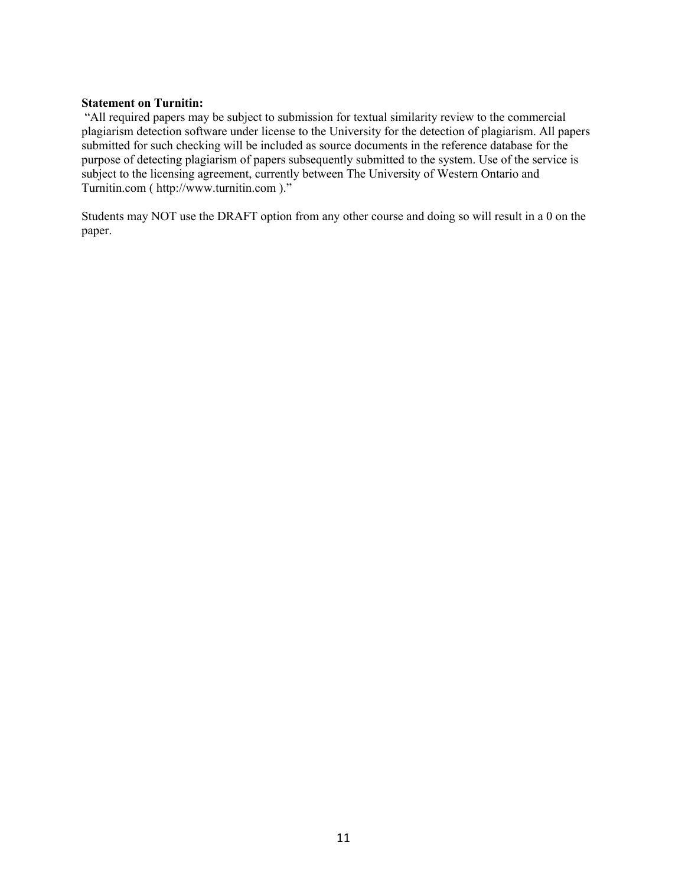**Statement on Turnitin:**

"All required papers may be subject to submission for textual similarity review to the commercial plagiarism detection software under license to the University for the detection of plagiarism. All papers submitted for such checking will be included as source documents in the reference database for the purpose of detecting plagiarism of papers subsequently submitted to the system. Use of the service is subject to the licensing agreement, currently between The University of Western Ontario and Turnitin.com ( http://www.turnitin.com )."

Students may NOT use the DRAFT option from any other course and doing so will result in a 0 on the paper.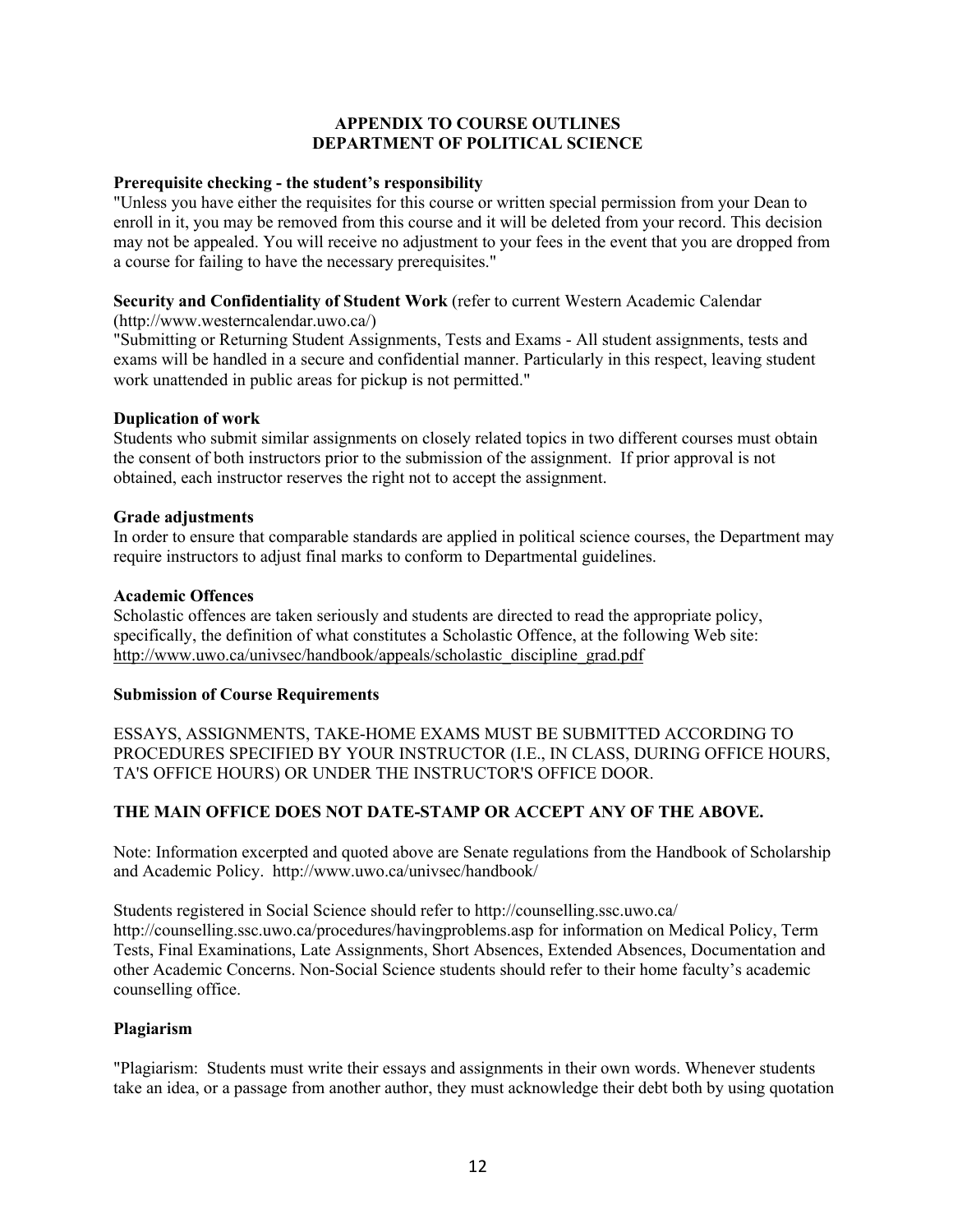## APPENDIX TO COURSE OUTLINES
## DEPARTMENT OF POLITICAL SCIENCE

**Prerequisite checking - the student's responsibility**

"Unless you have either the requisites for this course or written special permission from your Dean to enroll in it, you may be removed from this course and it will be deleted from your record. This decision may not be appealed. You will receive no adjustment to your fees in the event that you are dropped from a course for failing to have the necessary prerequisites."

**Security and Confidentiality of Student Work** (refer to current Western Academic Calendar (http://www.westerncalendar.uwo.ca/)

"Submitting or Returning Student Assignments, Tests and Exams - All student assignments, tests and exams will be handled in a secure and confidential manner. Particularly in this respect, leaving student work unattended in public areas for pickup is not permitted."

**Duplication of work**

Students who submit similar assignments on closely related topics in two different courses must obtain the consent of both instructors prior to the submission of the assignment. If prior approval is not obtained, each instructor reserves the right not to accept the assignment.

**Grade adjustments**

In order to ensure that comparable standards are applied in political science courses, the Department may require instructors to adjust final marks to conform to Departmental guidelines.

**Academic Offences**

Scholastic offences are taken seriously and students are directed to read the appropriate policy, specifically, the definition of what constitutes a Scholastic Offence, at the following Web site: http://www.uwo.ca/univsec/handbook/appeals/scholastic_discipline_grad.pdf

**Submission of Course Requirements**

ESSAYS, ASSIGNMENTS, TAKE-HOME EXAMS MUST BE SUBMITTED ACCORDING TO PROCEDURES SPECIFIED BY YOUR INSTRUCTOR (I.E., IN CLASS, DURING OFFICE HOURS, TA'S OFFICE HOURS) OR UNDER THE INSTRUCTOR'S OFFICE DOOR.

**THE MAIN OFFICE DOES NOT DATE-STAMP OR ACCEPT ANY OF THE ABOVE.**

Note: Information excerpted and quoted above are Senate regulations from the Handbook of Scholarship and Academic Policy. http://www.uwo.ca/univsec/handbook/

Students registered in Social Science should refer to http://counselling.ssc.uwo.ca/ http://counselling.ssc.uwo.ca/procedures/havingproblems.asp for information on Medical Policy, Term Tests, Final Examinations, Late Assignments, Short Absences, Extended Absences, Documentation and other Academic Concerns. Non-Social Science students should refer to their home faculty's academic counselling office.

**Plagiarism**

"Plagiarism: Students must write their essays and assignments in their own words. Whenever students take an idea, or a passage from another author, they must acknowledge their debt both by using quotation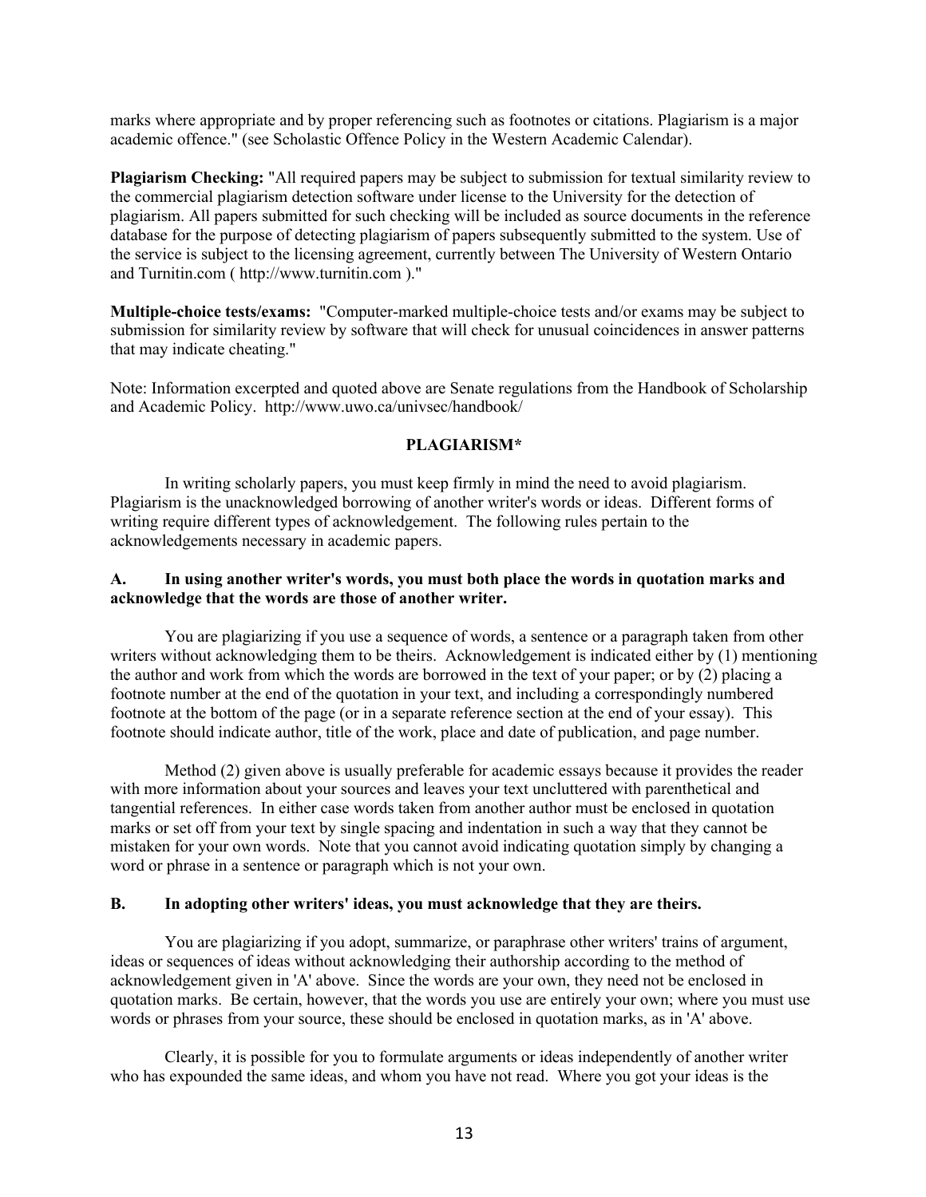marks where appropriate and by proper referencing such as footnotes or citations. Plagiarism is a major academic offence." (see Scholastic Offence Policy in the Western Academic Calendar).

**Plagiarism Checking:** "All required papers may be subject to submission for textual similarity review to the commercial plagiarism detection software under license to the University for the detection of plagiarism. All papers submitted for such checking will be included as source documents in the reference database for the purpose of detecting plagiarism of papers subsequently submitted to the system. Use of the service is subject to the licensing agreement, currently between The University of Western Ontario and Turnitin.com ( http://www.turnitin.com )."

**Multiple-choice tests/exams:** "Computer-marked multiple-choice tests and/or exams may be subject to submission for similarity review by software that will check for unusual coincidences in answer patterns that may indicate cheating."

Note: Information excerpted and quoted above are Senate regulations from the Handbook of Scholarship and Academic Policy. http://www.uwo.ca/univsec/handbook/

## PLAGIARISM*

In writing scholarly papers, you must keep firmly in mind the need to avoid plagiarism. Plagiarism is the unacknowledged borrowing of another writer's words or ideas. Different forms of writing require different types of acknowledgement. The following rules pertain to the acknowledgements necessary in academic papers.

### A. In using another writer's words, you must both place the words in quotation marks and acknowledge that the words are those of another writer.

You are plagiarizing if you use a sequence of words, a sentence or a paragraph taken from other writers without acknowledging them to be theirs. Acknowledgement is indicated either by (1) mentioning the author and work from which the words are borrowed in the text of your paper; or by (2) placing a footnote number at the end of the quotation in your text, and including a correspondingly numbered footnote at the bottom of the page (or in a separate reference section at the end of your essay). This footnote should indicate author, title of the work, place and date of publication, and page number.

Method (2) given above is usually preferable for academic essays because it provides the reader with more information about your sources and leaves your text uncluttered with parenthetical and tangential references. In either case words taken from another author must be enclosed in quotation marks or set off from your text by single spacing and indentation in such a way that they cannot be mistaken for your own words. Note that you cannot avoid indicating quotation simply by changing a word or phrase in a sentence or paragraph which is not your own.

### B. In adopting other writers' ideas, you must acknowledge that they are theirs.

You are plagiarizing if you adopt, summarize, or paraphrase other writers' trains of argument, ideas or sequences of ideas without acknowledging their authorship according to the method of acknowledgement given in 'A' above. Since the words are your own, they need not be enclosed in quotation marks. Be certain, however, that the words you use are entirely your own; where you must use words or phrases from your source, these should be enclosed in quotation marks, as in 'A' above.

Clearly, it is possible for you to formulate arguments or ideas independently of another writer who has expounded the same ideas, and whom you have not read. Where you got your ideas is the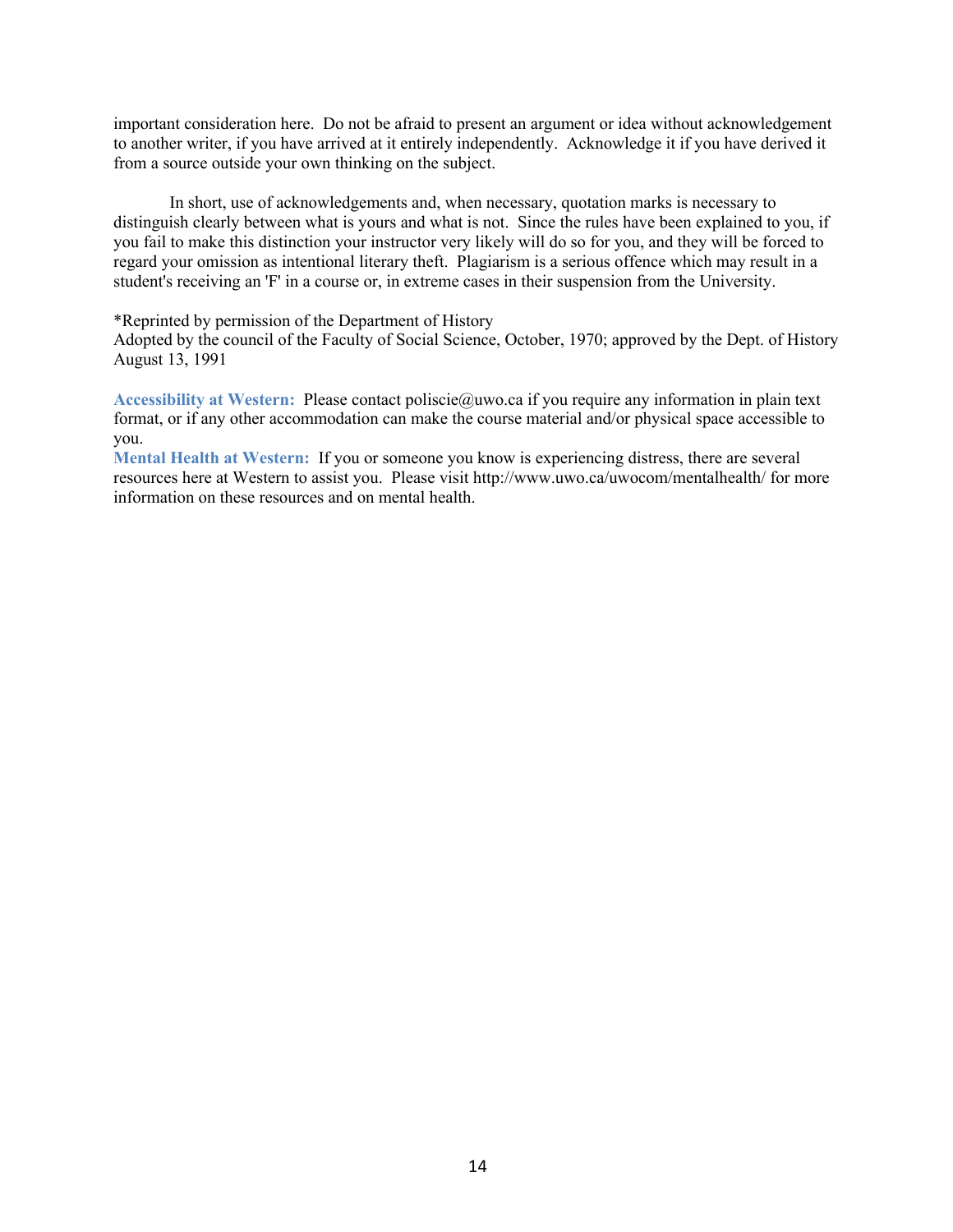important consideration here. Do not be afraid to present an argument or idea without acknowledgement to another writer, if you have arrived at it entirely independently. Acknowledge it if you have derived it from a source outside your own thinking on the subject.

In short, use of acknowledgements and, when necessary, quotation marks is necessary to distinguish clearly between what is yours and what is not. Since the rules have been explained to you, if you fail to make this distinction your instructor very likely will do so for you, and they will be forced to regard your omission as intentional literary theft. Plagiarism is a serious offence which may result in a student's receiving an 'F' in a course or, in extreme cases in their suspension from the University.

*Reprinted by permission of the Department of History
Adopted by the council of the Faculty of Social Science, October, 1970; approved by the Dept. of History August 13, 1991

**Accessibility at Western:** Please contact poliscie@uwo.ca if you require any information in plain text format, or if any other accommodation can make the course material and/or physical space accessible to you.

**Mental Health at Western:** If you or someone you know is experiencing distress, there are several resources here at Western to assist you. Please visit http://www.uwo.ca/uwocom/mentalhealth/ for more information on these resources and on mental health.